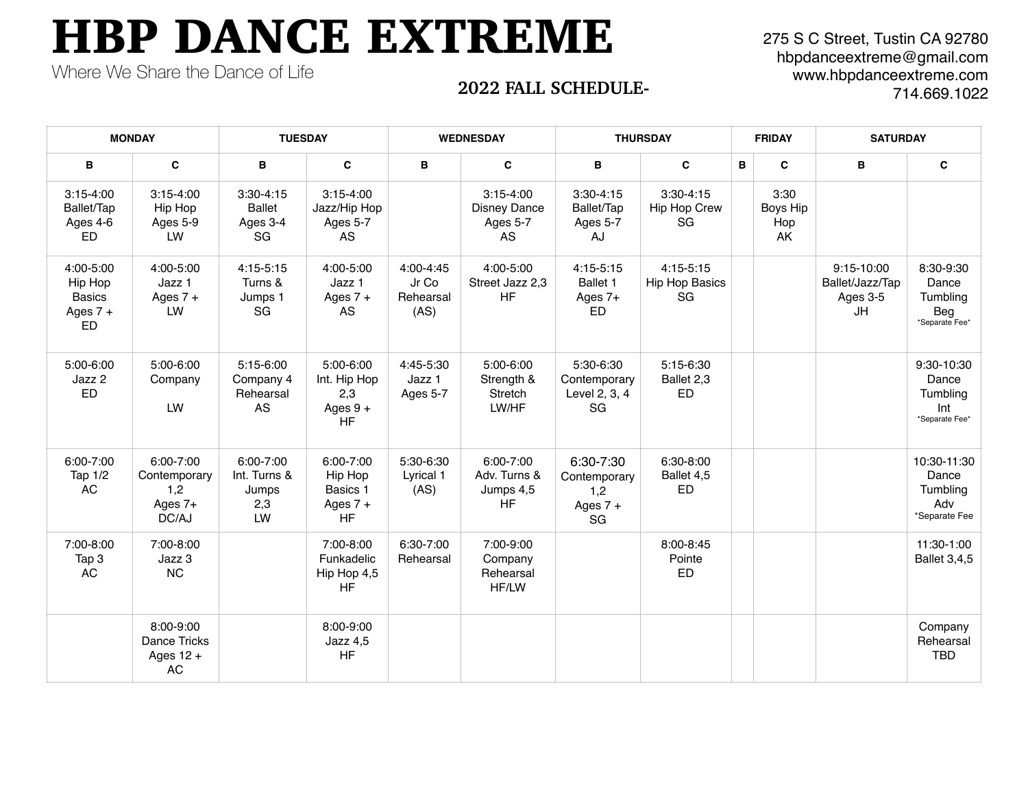# HBP DANCE EXTREME

Where We Share the Dance of Life

275 S C Street, Tustin CA 92780
hbpdanceextreme@gmail.com
www.hbpdanceextreme.com
714.669.1022

## 2022 FALL SCHEDULE-

| MONDAY | | TUESDAY | | WEDNESDAY | | THURSDAY | | FRIDAY | | SATURDAY | |
|---|---|---|---|---|---|---|---|---|---|---|---|
| B | C | B | C | B | C | B | C | B | C | B | C |
| 3:15-4:00 Ballet/Tap Ages 4-6 ED | 3:15-4:00 Hip Hop Ages 5-9 LW | 3:30-4:15 Ballet Ages 3-4 SG | 3:15-4:00 Jazz/Hip Hop Ages 5-7 AS | | 3:15-4:00 Disney Dance Ages 5-7 AS | 3:30-4:15 Ballet/Tap Ages 5-7 AJ | 3:30-4:15 Hip Hop Crew SG | | 3:30 Boys Hip Hop AK | | |
| 4:00-5:00 Hip Hop Basics Ages 7 + ED | 4:00-5:00 Jazz 1 Ages 7 + LW | 4:15-5:15 Turns & Jumps 1 SG | 4:00-5:00 Jazz 1 Ages 7 + AS | 4:00-4:45 Jr Co Rehearsal (AS) | 4:00-5:00 Street Jazz 2,3 HF | 4:15-5:15 Ballet 1 Ages 7+ ED | 4:15-5:15 Hip Hop Basics SG | | | 9:15-10:00 Ballet/Jazz/Tap Ages 3-5 JH | 8:30-9:30 Dance Tumbling Beg *Separate Fee* |
| 5:00-6:00 Jazz 2 ED | 5:00-6:00 Company LW | 5:15-6:00 Company 4 Rehearsal AS | 5:00-6:00 Int. Hip Hop 2,3 Ages 9 + HF | 4:45-5:30 Jazz 1 Ages 5-7 | 5:00-6:00 Strength & Stretch LW/HF | 5:30-6:30 Contemporary Level 2, 3, 4 SG | 5:15-6:30 Ballet 2,3 ED | | | | 9:30-10:30 Dance Tumbling Int *Separate Fee* |
| 6:00-7:00 Tap 1/2 AC | 6:00-7:00 Contemporary 1,2 Ages 7+ DC/AJ | 6:00-7:00 Int. Turns & Jumps 2,3 LW | 6:00-7:00 Hip Hop Basics 1 Ages 7 + HF | 5:30-6:30 Lyrical 1 (AS) | 6:00-7:00 Adv. Turns & Jumps 4,5 HF | 6:30-7:30 Contemporary 1,2 Ages 7 + SG | 6:30-8:00 Ballet 4,5 ED | | | | 10:30-11:30 Dance Tumbling Adv *Separate Fee |
| 7:00-8:00 Tap 3 AC | 7:00-8:00 Jazz 3 NC | | 7:00-8:00 Funkadelic Hip Hop 4,5 HF | 6:30-7:00 Rehearsal | 7:00-9:00 Company Rehearsal HF/LW | | 8:00-8:45 Pointe ED | | | | 11:30-1:00 Ballet 3,4,5 |
| | 8:00-9:00 Dance Tricks Ages 12 + AC | | 8:00-9:00 Jazz 4,5 HF | | | | | | | | Company Rehearsal TBD |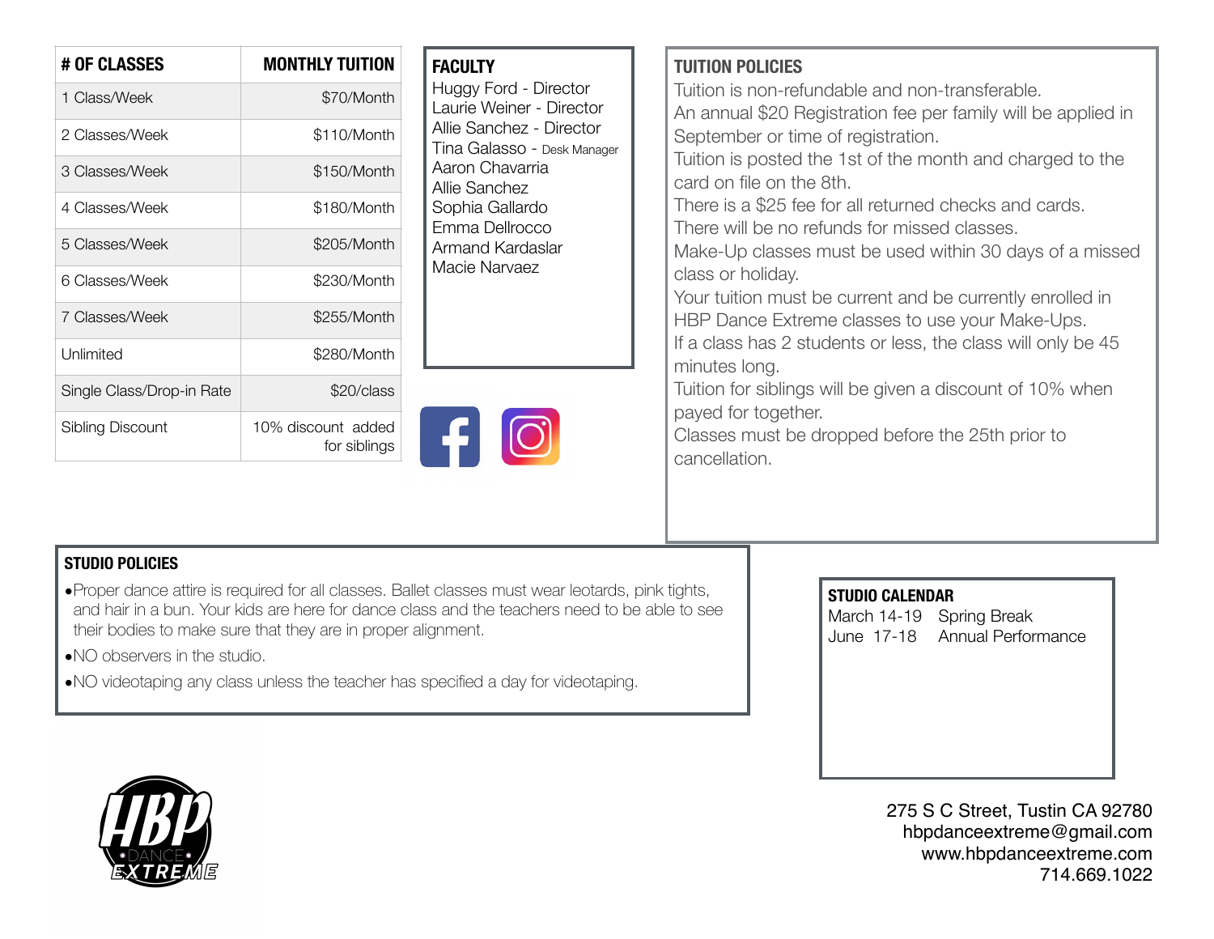| # OF CLASSES | MONTHLY TUITION |
|---|---|
| 1 Class/Week | $70/Month |
| 2 Classes/Week | $110/Month |
| 3 Classes/Week | $150/Month |
| 4 Classes/Week | $180/Month |
| 5 Classes/Week | $205/Month |
| 6 Classes/Week | $230/Month |
| 7 Classes/Week | $255/Month |
| Unlimited | $280/Month |
| Single Class/Drop-in Rate | $20/class |
| Sibling Discount | 10% discount added for siblings |

## FACULTY

Huggy Ford - Director
Laurie Weiner - Director
Allie Sanchez - Director
Tina Galasso - Desk Manager
Aaron Chavarria
Allie Sanchez
Sophia Gallardo
Emma Dellrocco
Armand Kardaslar
Macie Narvaez

## TUITION POLICIES

Tuition is non-refundable and non-transferable.
An annual $20 Registration fee per family will be applied in September or time of registration.
Tuition is posted the 1st of the month and charged to the card on file on the 8th.
There is a $25 fee for all returned checks and cards.
There will be no refunds for missed classes.
Make-Up classes must be used within 30 days of a missed class or holiday.
Your tuition must be current and be currently enrolled in HBP Dance Extreme classes to use your Make-Ups.
If a class has 2 students or less, the class will only be 45 minutes long.
Tuition for siblings will be given a discount of 10% when payed for together.
Classes must be dropped before the 25th prior to cancellation.

## STUDIO POLICIES

- Proper dance attire is required for all classes. Ballet classes must wear leotards, pink tights, and hair in a bun. Your kids are here for dance class and the teachers need to be able to see their bodies to make sure that they are in proper alignment.
- NO observers in the studio.
- NO videotaping any class unless the teacher has specified a day for videotaping.

## STUDIO CALENDAR

March 14-19 Spring Break
June 17-18 Annual Performance

HBP DANCE EXTREME

275 S C Street, Tustin CA 92780
hbpdanceextreme@gmail.com
www.hbpdanceextreme.com
714.669.1022